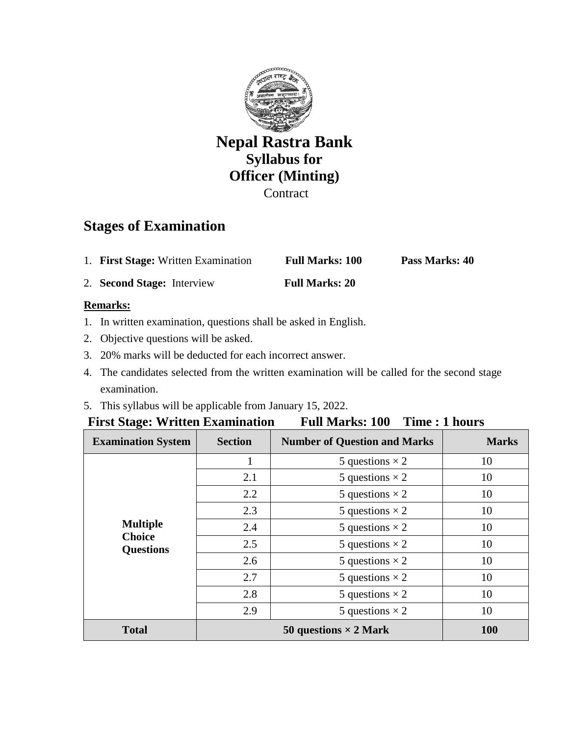# Nepal Rastra Bank

## Syllabus for

## Officer (Minting)

Contract

## Stages of Examination

1. **First Stage:** Written Examination **Full Marks: 100** **Pass Marks: 40**
2. **Second Stage:** Interview **Full Marks: 20**

**Remarks:**

1. In written examination, questions shall be asked in English.
2. Objective questions will be asked.
3. 20% marks will be deducted for each incorrect answer.
4. The candidates selected from the written examination will be called for the second stage examination.
5. This syllabus will be applicable from January 15, 2022.

**First Stage: Written Examination Full Marks: 100 Time : 1 hours**

| Examination System | Section | Number of Question and Marks | Marks |
|---|---|---|---|
| **Multiple Choice Questions** | 1 | 5 questions × 2 | 10 |
| | 2.1 | 5 questions × 2 | 10 |
| | 2.2 | 5 questions × 2 | 10 |
| | 2.3 | 5 questions × 2 | 10 |
| | 2.4 | 5 questions × 2 | 10 |
| | 2.5 | 5 questions × 2 | 10 |
| | 2.6 | 5 questions × 2 | 10 |
| | 2.7 | 5 questions × 2 | 10 |
| | 2.8 | 5 questions × 2 | 10 |
| | 2.9 | 5 questions × 2 | 10 |
| **Total** | **50 questions × 2 Mark** | | **100** |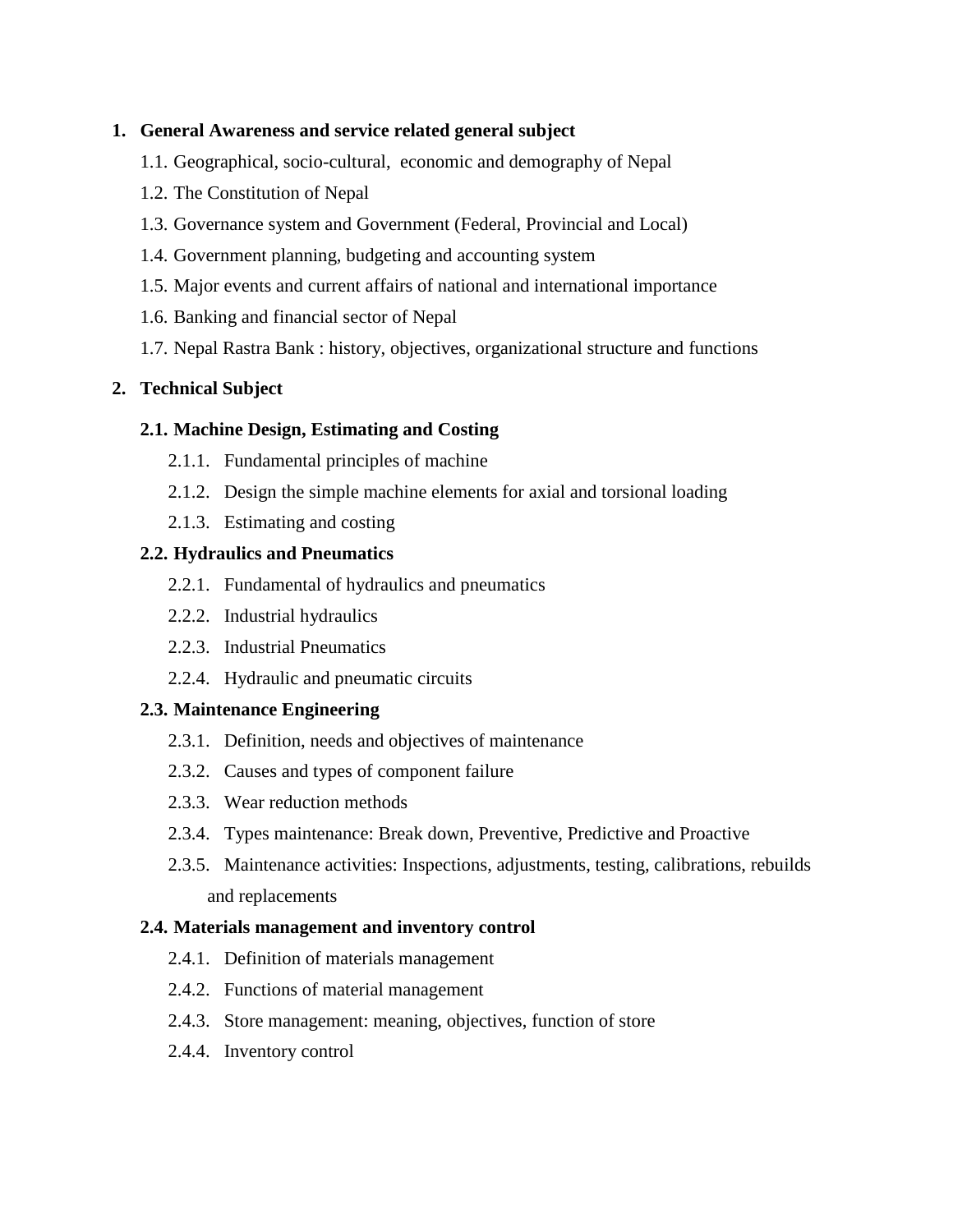1. **General Awareness and service related general subject**
    1.1. Geographical, socio-cultural, economic and demography of Nepal
    1.2. The Constitution of Nepal
    1.3. Governance system and Government (Federal, Provincial and Local)
    1.4. Government planning, budgeting and accounting system
    1.5. Major events and current affairs of national and international importance
    1.6. Banking and financial sector of Nepal
    1.7. Nepal Rastra Bank : history, objectives, organizational structure and functions

2. **Technical Subject**

    **2.1. Machine Design, Estimating and Costing**
    - 2.1.1. Fundamental principles of machine
    - 2.1.2. Design the simple machine elements for axial and torsional loading
    - 2.1.3. Estimating and costing

    **2.2. Hydraulics and Pneumatics**
    - 2.2.1. Fundamental of hydraulics and pneumatics
    - 2.2.2. Industrial hydraulics
    - 2.2.3. Industrial Pneumatics
    - 2.2.4. Hydraulic and pneumatic circuits

    **2.3. Maintenance Engineering**
    - 2.3.1. Definition, needs and objectives of maintenance
    - 2.3.2. Causes and types of component failure
    - 2.3.3. Wear reduction methods
    - 2.3.4. Types maintenance: Break down, Preventive, Predictive and Proactive
    - 2.3.5. Maintenance activities: Inspections, adjustments, testing, calibrations, rebuilds and replacements

    **2.4. Materials management and inventory control**
    - 2.4.1. Definition of materials management
    - 2.4.2. Functions of material management
    - 2.4.3. Store management: meaning, objectives, function of store
    - 2.4.4. Inventory control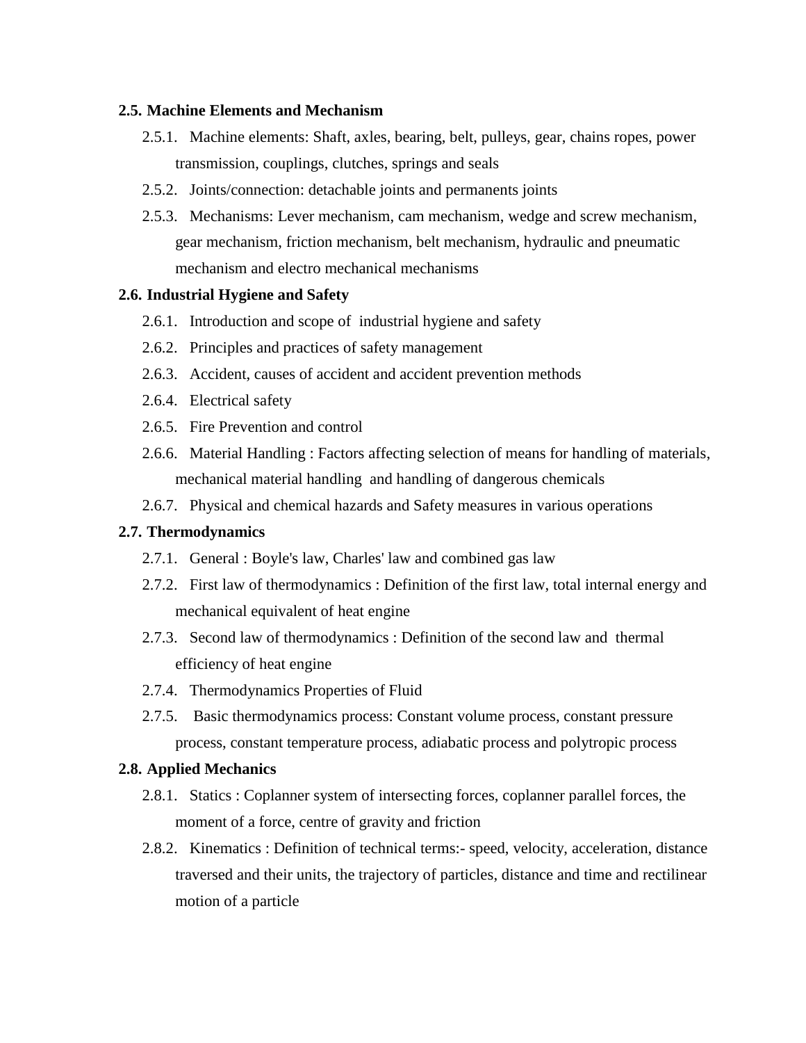### 2.5. Machine Elements and Mechanism

- 2.5.1. Machine elements: Shaft, axles, bearing, belt, pulleys, gear, chains ropes, power transmission, couplings, clutches, springs and seals
- 2.5.2. Joints/connection: detachable joints and permanents joints
- 2.5.3. Mechanisms: Lever mechanism, cam mechanism, wedge and screw mechanism, gear mechanism, friction mechanism, belt mechanism, hydraulic and pneumatic mechanism and electro mechanical mechanisms

### 2.6. Industrial Hygiene and Safety

- 2.6.1. Introduction and scope of industrial hygiene and safety
- 2.6.2. Principles and practices of safety management
- 2.6.3. Accident, causes of accident and accident prevention methods
- 2.6.4. Electrical safety
- 2.6.5. Fire Prevention and control
- 2.6.6. Material Handling : Factors affecting selection of means for handling of materials, mechanical material handling and handling of dangerous chemicals
- 2.6.7. Physical and chemical hazards and Safety measures in various operations

### 2.7. Thermodynamics

- 2.7.1. General : Boyle's law, Charles' law and combined gas law
- 2.7.2. First law of thermodynamics : Definition of the first law, total internal energy and mechanical equivalent of heat engine
- 2.7.3. Second law of thermodynamics : Definition of the second law and thermal efficiency of heat engine
- 2.7.4. Thermodynamics Properties of Fluid
- 2.7.5. Basic thermodynamics process: Constant volume process, constant pressure process, constant temperature process, adiabatic process and polytropic process

### 2.8. Applied Mechanics

- 2.8.1. Statics : Coplanner system of intersecting forces, coplanner parallel forces, the moment of a force, centre of gravity and friction
- 2.8.2. Kinematics : Definition of technical terms:- speed, velocity, acceleration, distance traversed and their units, the trajectory of particles, distance and time and rectilinear motion of a particle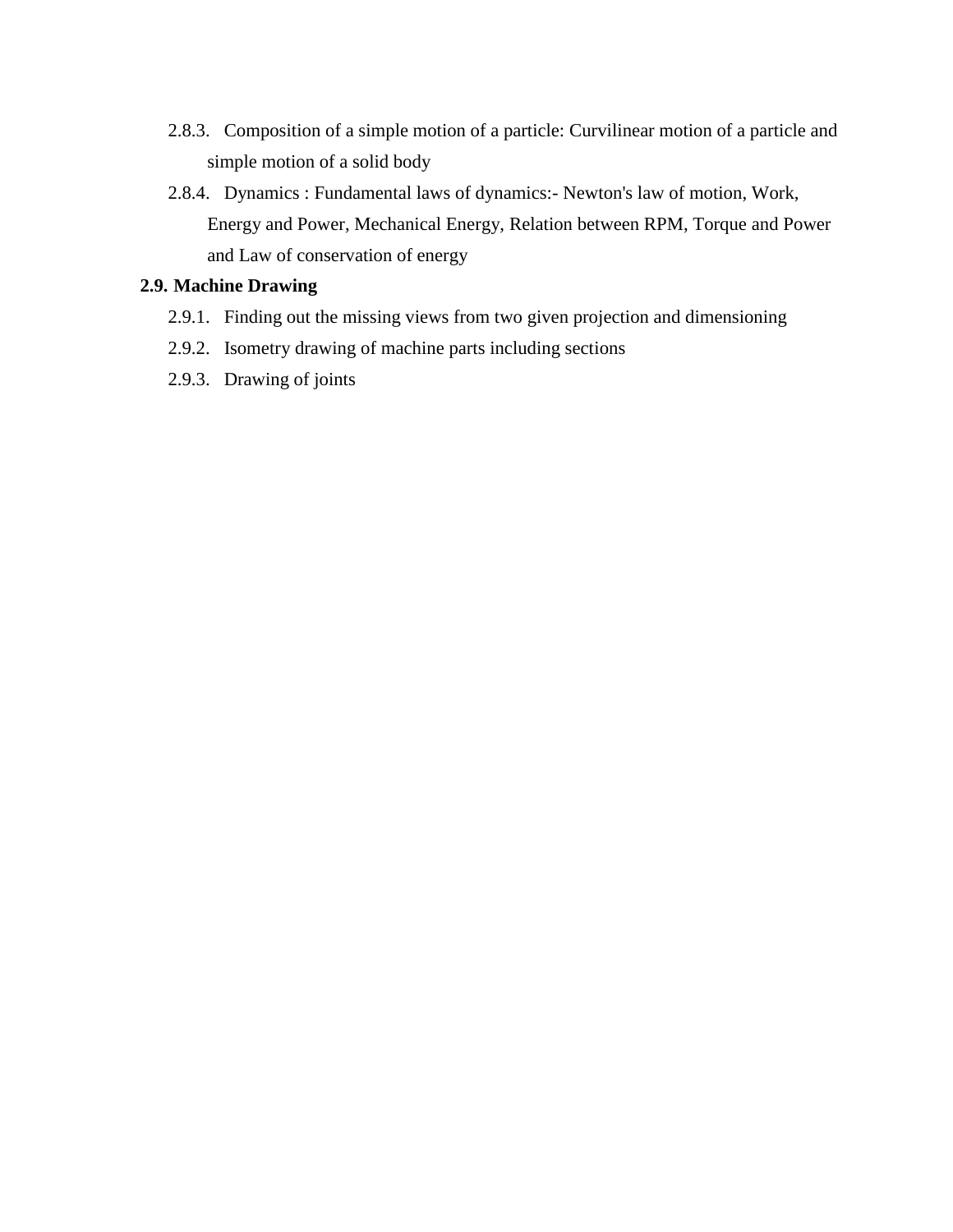- 2.8.3. Composition of a simple motion of a particle: Curvilinear motion of a particle and simple motion of a solid body
- 2.8.4. Dynamics : Fundamental laws of dynamics:- Newton's law of motion, Work, Energy and Power, Mechanical Energy, Relation between RPM, Torque and Power and Law of conservation of energy

**2.9. Machine Drawing**

- 2.9.1. Finding out the missing views from two given projection and dimensioning
- 2.9.2. Isometry drawing of machine parts including sections
- 2.9.3. Drawing of joints